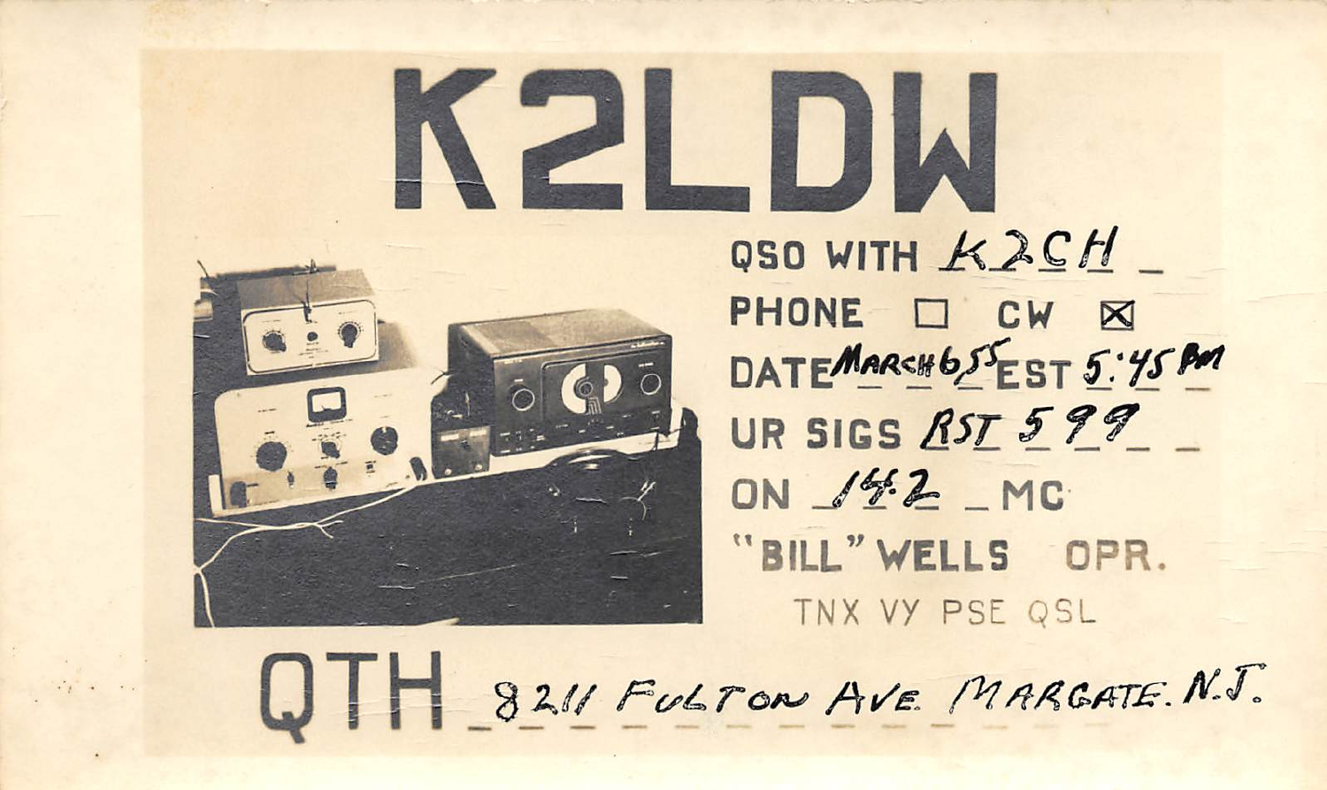# K2LDW

QSO WITH K2CH

PHONE ☐ CW ☒

DATE March 6 55 EST 5:45 PM

UR SIGS RST 599

ON 14.2 MC

"BILL" WELLS OPR.

TNX VY PSE QSL

QTH 8211 Fulton Ave. Margate. N.J.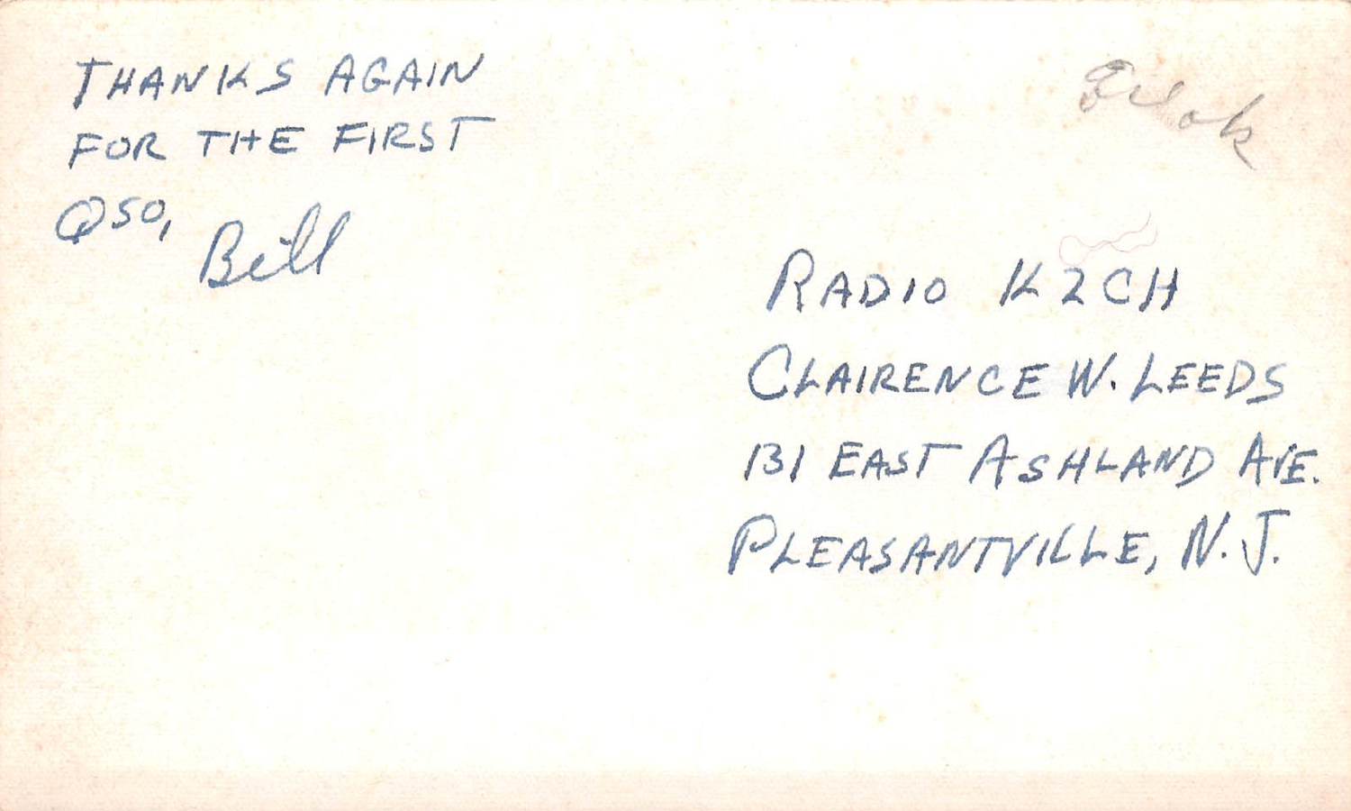THANKS AGAIN
FOR THE FIRST
QSO, Bill

Filed

RADIO K2CH
CLAIRENCE W. LEEDS
131 EAST ASHLAND AVE.
PLEASANTVILLE, N.J.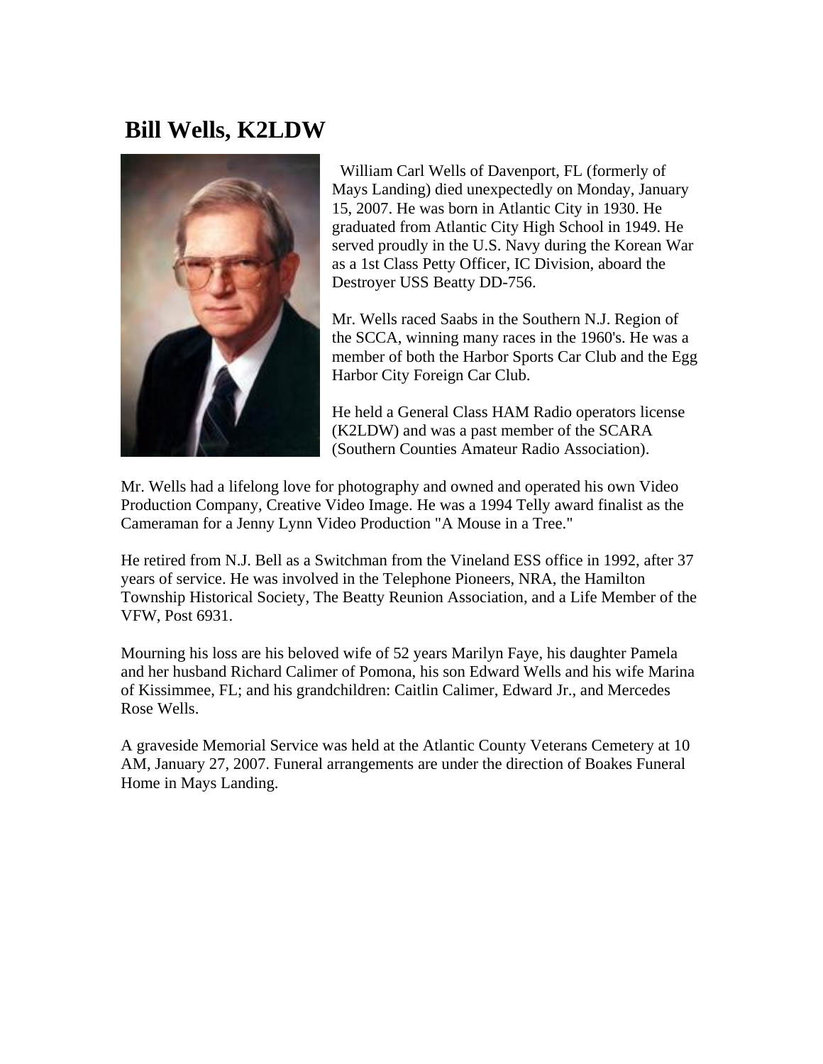# Bill Wells, K2LDW

William Carl Wells of Davenport, FL (formerly of Mays Landing) died unexpectedly on Monday, January 15, 2007. He was born in Atlantic City in 1930. He graduated from Atlantic City High School in 1949. He served proudly in the U.S. Navy during the Korean War as a 1st Class Petty Officer, IC Division, aboard the Destroyer USS Beatty DD-756.

Mr. Wells raced Saabs in the Southern N.J. Region of the SCCA, winning many races in the 1960's. He was a member of both the Harbor Sports Car Club and the Egg Harbor City Foreign Car Club.

He held a General Class HAM Radio operators license (K2LDW) and was a past member of the SCARA (Southern Counties Amateur Radio Association).

Mr. Wells had a lifelong love for photography and owned and operated his own Video Production Company, Creative Video Image. He was a 1994 Telly award finalist as the Cameraman for a Jenny Lynn Video Production "A Mouse in a Tree."

He retired from N.J. Bell as a Switchman from the Vineland ESS office in 1992, after 37 years of service. He was involved in the Telephone Pioneers, NRA, the Hamilton Township Historical Society, The Beatty Reunion Association, and a Life Member of the VFW, Post 6931.

Mourning his loss are his beloved wife of 52 years Marilyn Faye, his daughter Pamela and her husband Richard Calimer of Pomona, his son Edward Wells and his wife Marina of Kissimmee, FL; and his grandchildren: Caitlin Calimer, Edward Jr., and Mercedes Rose Wells.

A graveside Memorial Service was held at the Atlantic County Veterans Cemetery at 10 AM, January 27, 2007. Funeral arrangements are under the direction of Boakes Funeral Home in Mays Landing.